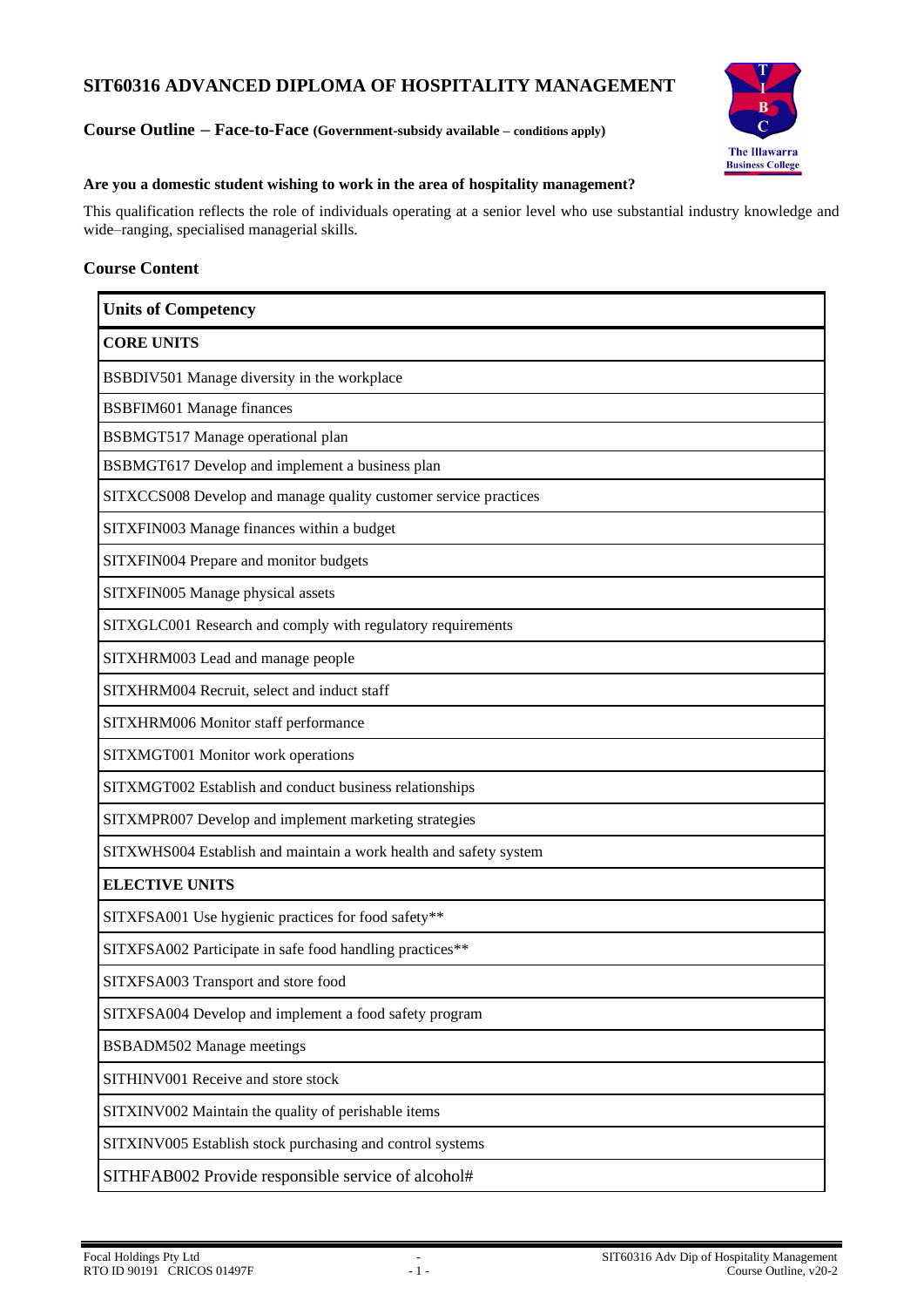# SIT60316 ADVANCED DIPLOMA OF HOSPITALITY MANAGEMENT

**Course Outline – Face-to-Face (Government-subsidy available – conditions apply)**

**Are you a domestic student wishing to work in the area of hospitality management?**

This qualification reflects the role of individuals operating at a senior level who use substantial industry knowledge and wide–ranging, specialised managerial skills.

## Course Content

| Units of Competency |
|---|
| **CORE UNITS** |
| BSBDIV501 Manage diversity in the workplace |
| BSBFIM601 Manage finances |
| BSBMGT517 Manage operational plan |
| BSBMGT617 Develop and implement a business plan |
| SITXCCS008 Develop and manage quality customer service practices |
| SITXFIN003 Manage finances within a budget |
| SITXFIN004 Prepare and monitor budgets |
| SITXFIN005 Manage physical assets |
| SITXGLC001 Research and comply with regulatory requirements |
| SITXHRM003 Lead and manage people |
| SITXHRM004 Recruit, select and induct staff |
| SITXHRM006 Monitor staff performance |
| SITXMGT001 Monitor work operations |
| SITXMGT002 Establish and conduct business relationships |
| SITXMPR007 Develop and implement marketing strategies |
| SITXWHS004 Establish and maintain a work health and safety system |
| **ELECTIVE UNITS** |
| SITXFSA001 Use hygienic practices for food safety** |
| SITXFSA002 Participate in safe food handling practices** |
| SITXFSA003 Transport and store food |
| SITXFSA004 Develop and implement a food safety program |
| BSBADM502 Manage meetings |
| SITHINV001 Receive and store stock |
| SITXINV002 Maintain the quality of perishable items |
| SITXINV005 Establish stock purchasing and control systems |
| SITHFAB002 Provide responsible service of alcohol# |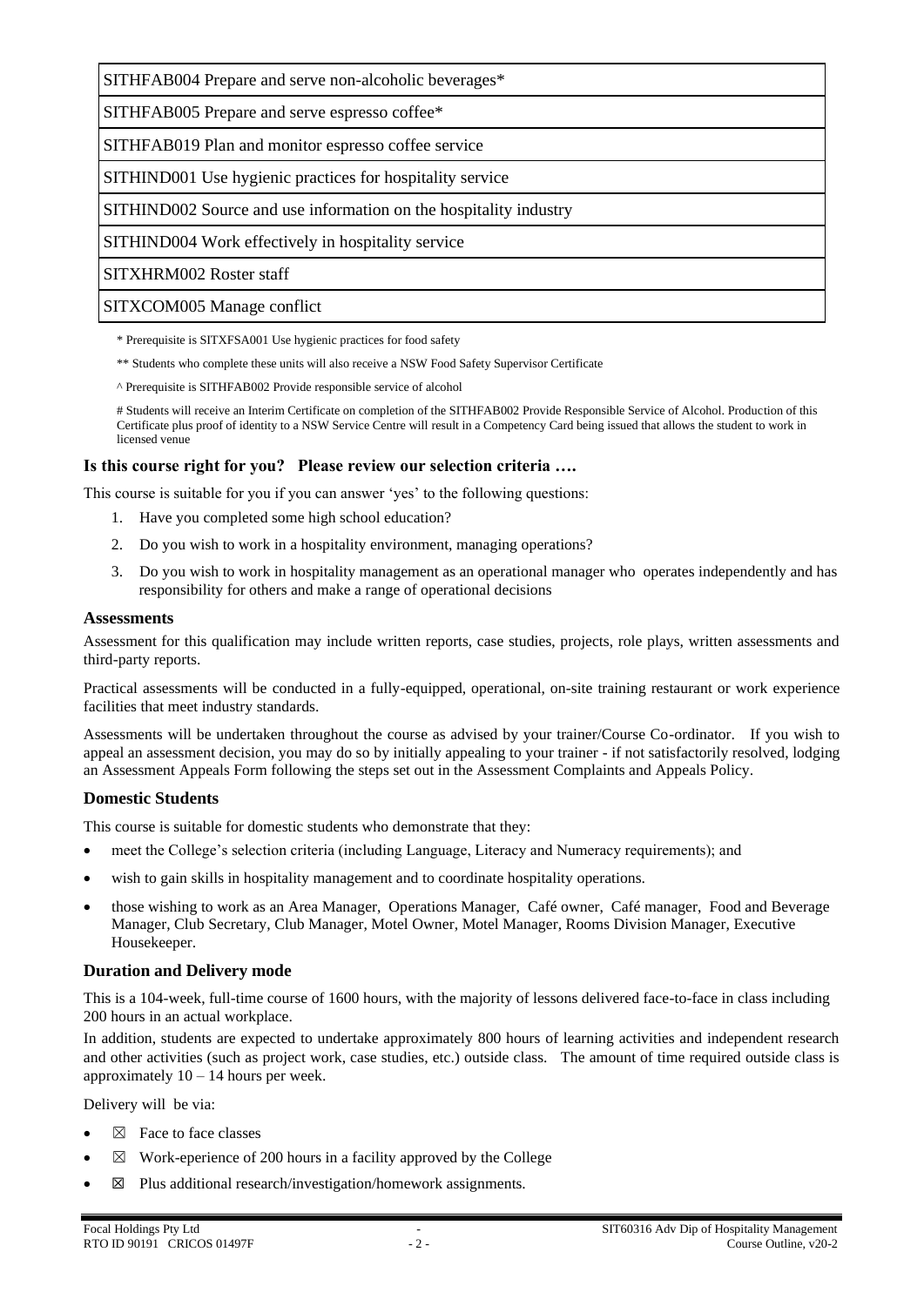| SITHFAB004 Prepare and serve non-alcoholic beverages* |
|---|
| SITHFAB005 Prepare and serve espresso coffee* |
| SITHFAB019 Plan and monitor espresso coffee service |
| SITHIND001 Use hygienic practices for hospitality service |
| SITHIND002 Source and use information on the hospitality industry |
| SITHIND004 Work effectively in hospitality service |
| SITXHRM002 Roster staff |
| SITXCOM005 Manage conflict |

\* Prerequisite is SITXFSA001 Use hygienic practices for food safety

** Students who complete these units will also receive a NSW Food Safety Supervisor Certificate

^ Prerequisite is SITHFAB002 Provide responsible service of alcohol

# Students will receive an Interim Certificate on completion of the SITHFAB002 Provide Responsible Service of Alcohol. Production of this Certificate plus proof of identity to a NSW Service Centre will result in a Competency Card being issued that allows the student to work in licensed venue

### Is this course right for you? Please review our selection criteria ….

This course is suitable for you if you can answer 'yes' to the following questions:

1. Have you completed some high school education?
2. Do you wish to work in a hospitality environment, managing operations?
3. Do you wish to work in hospitality management as an operational manager who operates independently and has responsibility for others and make a range of operational decisions

### Assessments

Assessment for this qualification may include written reports, case studies, projects, role plays, written assessments and third-party reports.

Practical assessments will be conducted in a fully-equipped, operational, on-site training restaurant or work experience facilities that meet industry standards.

Assessments will be undertaken throughout the course as advised by your trainer/Course Co-ordinator. If you wish to appeal an assessment decision, you may do so by initially appealing to your trainer - if not satisfactorily resolved, lodging an Assessment Appeals Form following the steps set out in the Assessment Complaints and Appeals Policy.

### Domestic Students

This course is suitable for domestic students who demonstrate that they:

- meet the College's selection criteria (including Language, Literacy and Numeracy requirements); and
- wish to gain skills in hospitality management and to coordinate hospitality operations.
- those wishing to work as an Area Manager, Operations Manager, Café owner, Café manager, Food and Beverage Manager, Club Secretary, Club Manager, Motel Owner, Motel Manager, Rooms Division Manager, Executive Housekeeper.

### Duration and Delivery mode

This is a 104-week, full-time course of 1600 hours, with the majority of lessons delivered face-to-face in class including 200 hours in an actual workplace.

In addition, students are expected to undertake approximately 800 hours of learning activities and independent research and other activities (such as project work, case studies, etc.) outside class. The amount of time required outside class is approximately 10 – 14 hours per week.

Delivery will be via:

- ☒ Face to face classes
- ☒ Work-eperience of 200 hours in a facility approved by the College
- ☒ Plus additional research/investigation/homework assignments.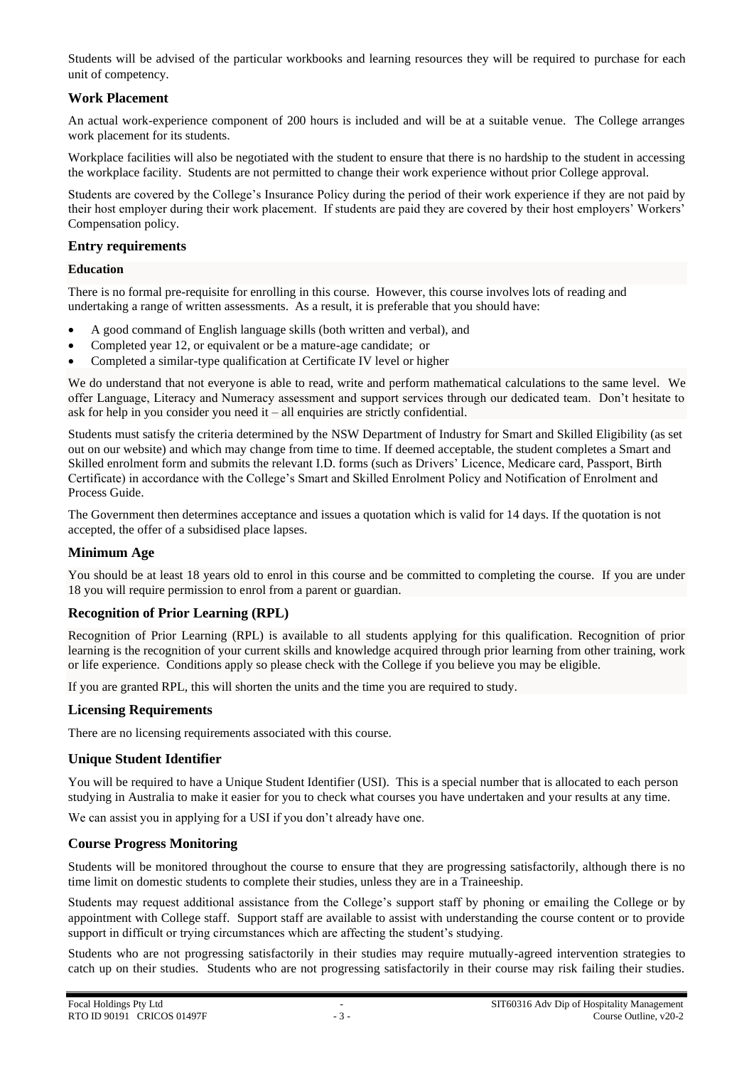Students will be advised of the particular workbooks and learning resources they will be required to purchase for each unit of competency.

## Work Placement

An actual work-experience component of 200 hours is included and will be at a suitable venue. The College arranges work placement for its students.

Workplace facilities will also be negotiated with the student to ensure that there is no hardship to the student in accessing the workplace facility. Students are not permitted to change their work experience without prior College approval.

Students are covered by the College's Insurance Policy during the period of their work experience if they are not paid by their host employer during their work placement. If students are paid they are covered by their host employers' Workers' Compensation policy.

## Entry requirements

### Education

There is no formal pre-requisite for enrolling in this course. However, this course involves lots of reading and undertaking a range of written assessments. As a result, it is preferable that you should have:

- A good command of English language skills (both written and verbal), and
- Completed year 12, or equivalent or be a mature-age candidate; or
- Completed a similar-type qualification at Certificate IV level or higher

We do understand that not everyone is able to read, write and perform mathematical calculations to the same level. We offer Language, Literacy and Numeracy assessment and support services through our dedicated team. Don't hesitate to ask for help in you consider you need it – all enquiries are strictly confidential.

Students must satisfy the criteria determined by the NSW Department of Industry for Smart and Skilled Eligibility (as set out on our website) and which may change from time to time. If deemed acceptable, the student completes a Smart and Skilled enrolment form and submits the relevant I.D. forms (such as Drivers' Licence, Medicare card, Passport, Birth Certificate) in accordance with the College's Smart and Skilled Enrolment Policy and Notification of Enrolment and Process Guide.

The Government then determines acceptance and issues a quotation which is valid for 14 days. If the quotation is not accepted, the offer of a subsidised place lapses.

## Minimum Age

You should be at least 18 years old to enrol in this course and be committed to completing the course. If you are under 18 you will require permission to enrol from a parent or guardian.

## Recognition of Prior Learning (RPL)

Recognition of Prior Learning (RPL) is available to all students applying for this qualification. Recognition of prior learning is the recognition of your current skills and knowledge acquired through prior learning from other training, work or life experience. Conditions apply so please check with the College if you believe you may be eligible.

If you are granted RPL, this will shorten the units and the time you are required to study.

## Licensing Requirements

There are no licensing requirements associated with this course.

## Unique Student Identifier

You will be required to have a Unique Student Identifier (USI). This is a special number that is allocated to each person studying in Australia to make it easier for you to check what courses you have undertaken and your results at any time.

We can assist you in applying for a USI if you don't already have one.

## Course Progress Monitoring

Students will be monitored throughout the course to ensure that they are progressing satisfactorily, although there is no time limit on domestic students to complete their studies, unless they are in a Traineeship.

Students may request additional assistance from the College's support staff by phoning or emailing the College or by appointment with College staff. Support staff are available to assist with understanding the course content or to provide support in difficult or trying circumstances which are affecting the student's studying.

Students who are not progressing satisfactorily in their studies may require mutually-agreed intervention strategies to catch up on their studies. Students who are not progressing satisfactorily in their course may risk failing their studies.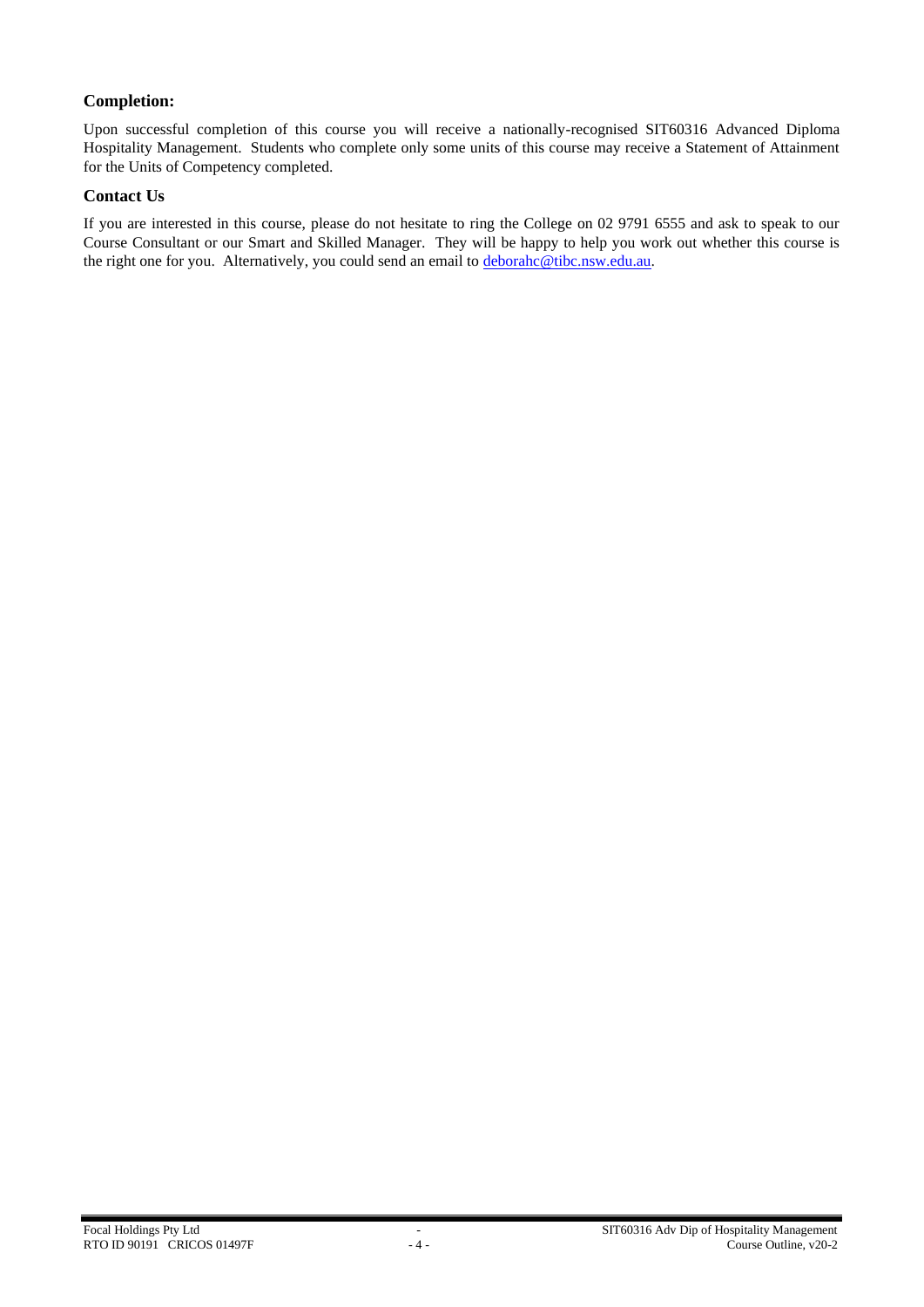## Completion:

Upon successful completion of this course you will receive a nationally-recognised SIT60316 Advanced Diploma Hospitality Management. Students who complete only some units of this course may receive a Statement of Attainment for the Units of Competency completed.

## Contact Us

If you are interested in this course, please do not hesitate to ring the College on 02 9791 6555 and ask to speak to our Course Consultant or our Smart and Skilled Manager. They will be happy to help you work out whether this course is the right one for you. Alternatively, you could send an email to deborahc@tibc.nsw.edu.au.